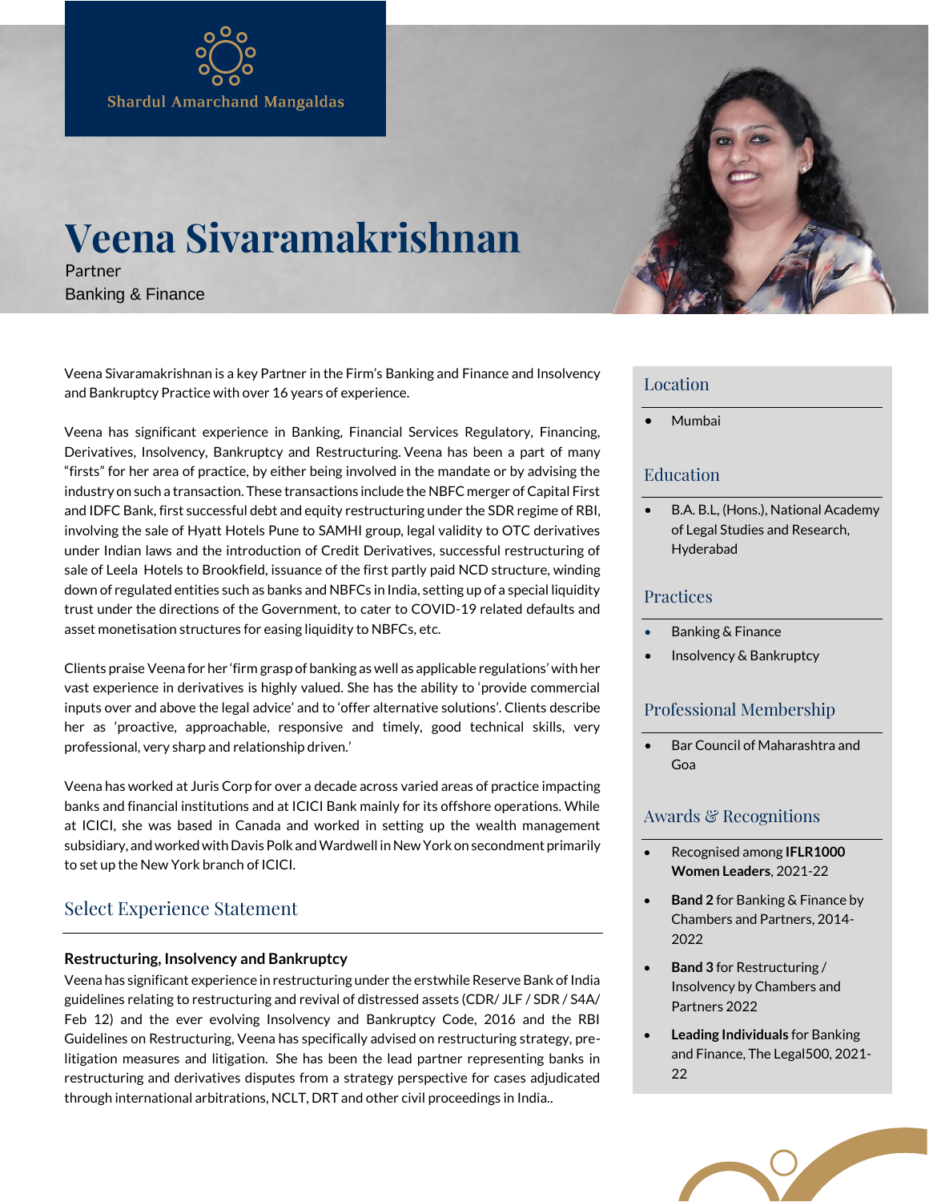Shardul Amarchand Mangaldas

# Veena Sivaramakrishnan

Partner

Banking & Finance

Veena Sivaramakrishnan is a key Partner in the Firm's Banking and Finance and Insolvency and Bankruptcy Practice with over 16 years of experience.

Veena has significant experience in Banking, Financial Services Regulatory, Financing, Derivatives, Insolvency, Bankruptcy and Restructuring. Veena has been a part of many "firsts" for her area of practice, by either being involved in the mandate or by advising the industry on such a transaction. These transactions include the NBFC merger of Capital First and IDFC Bank, first successful debt and equity restructuring under the SDR regime of RBI, involving the sale of Hyatt Hotels Pune to SAMHI group, legal validity to OTC derivatives under Indian laws and the introduction of Credit Derivatives, successful restructuring of sale of Leela Hotels to Brookfield, issuance of the first partly paid NCD structure, winding down of regulated entities such as banks and NBFCs in India, setting up of a special liquidity trust under the directions of the Government, to cater to COVID-19 related defaults and asset monetisation structures for easing liquidity to NBFCs, etc.

Clients praise Veena for her 'firm grasp of banking as well as applicable regulations' with her vast experience in derivatives is highly valued. She has the ability to 'provide commercial inputs over and above the legal advice' and to 'offer alternative solutions'. Clients describe her as 'proactive, approachable, responsive and timely, good technical skills, very professional, very sharp and relationship driven.'

Veena has worked at Juris Corp for over a decade across varied areas of practice impacting banks and financial institutions and at ICICI Bank mainly for its offshore operations. While at ICICI, she was based in Canada and worked in setting up the wealth management subsidiary, and worked with Davis Polk and Wardwell in New York on secondment primarily to set up the New York branch of ICICI.

## Select Experience Statement

**Restructuring, Insolvency and Bankruptcy**

Veena has significant experience in restructuring under the erstwhile Reserve Bank of India guidelines relating to restructuring and revival of distressed assets (CDR/ JLF / SDR / S4A/ Feb 12) and the ever evolving Insolvency and Bankruptcy Code, 2016 and the RBI Guidelines on Restructuring, Veena has specifically advised on restructuring strategy, pre-litigation measures and litigation. She has been the lead partner representing banks in restructuring and derivatives disputes from a strategy perspective for cases adjudicated through international arbitrations, NCLT, DRT and other civil proceedings in India..

## Location

- Mumbai

## Education

- B.A. B.L, (Hons.), National Academy of Legal Studies and Research, Hyderabad

## Practices

- Banking & Finance
- Insolvency & Bankruptcy

## Professional Membership

- Bar Council of Maharashtra and Goa

## Awards & Recognitions

- Recognised among **IFLR1000 Women Leaders**, 2021-22
- **Band 2** for Banking & Finance by Chambers and Partners, 2014-2022
- **Band 3** for Restructuring / Insolvency by Chambers and Partners 2022
- **Leading Individuals** for Banking and Finance, The Legal500, 2021-22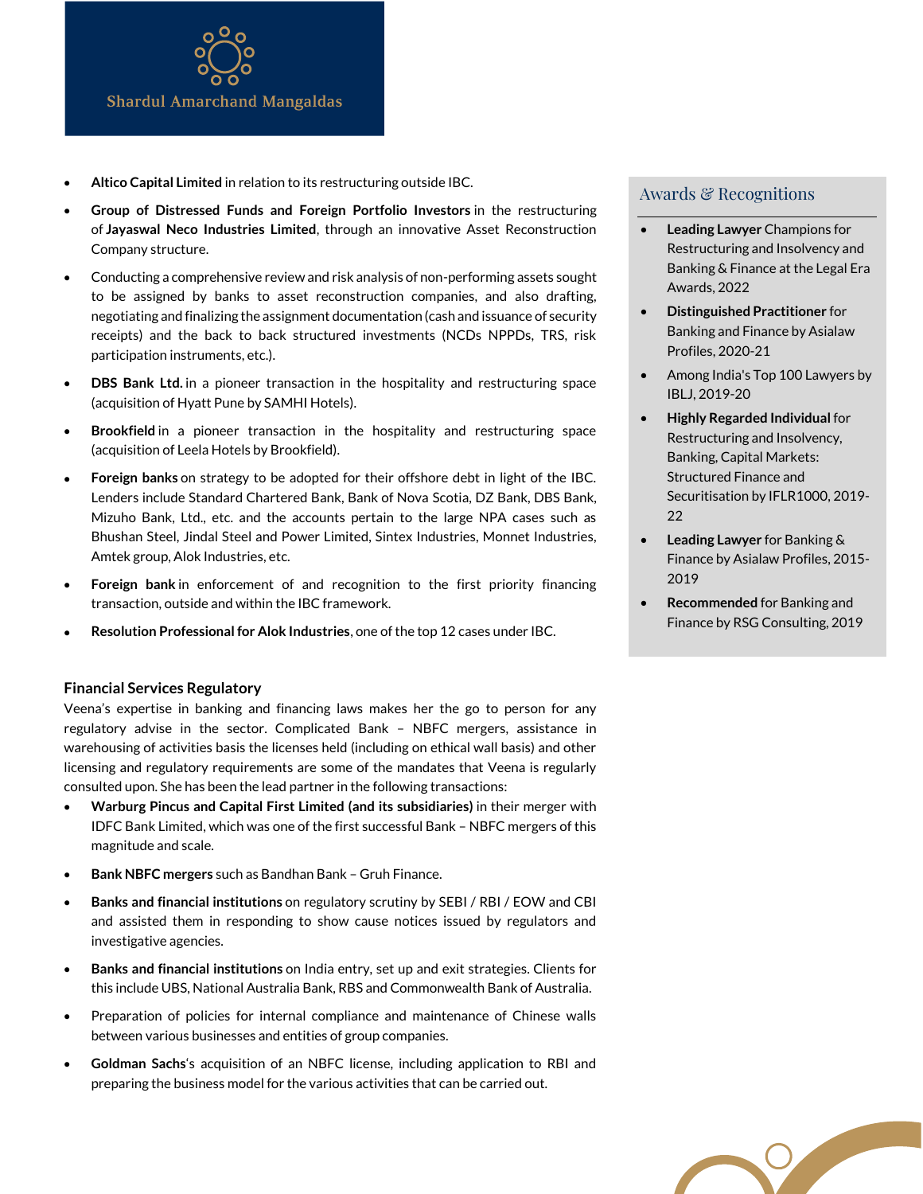- **Altico Capital Limited** in relation to its restructuring outside IBC.
- **Group of Distressed Funds and Foreign Portfolio Investors** in the restructuring of **Jayaswal Neco Industries Limited**, through an innovative Asset Reconstruction Company structure.
- Conducting a comprehensive review and risk analysis of non-performing assets sought to be assigned by banks to asset reconstruction companies, and also drafting, negotiating and finalizing the assignment documentation (cash and issuance of security receipts) and the back to back structured investments (NCDs NPPDs, TRS, risk participation instruments, etc.).
- **DBS Bank Ltd.** in a pioneer transaction in the hospitality and restructuring space (acquisition of Hyatt Pune by SAMHI Hotels).
- **Brookfield** in a pioneer transaction in the hospitality and restructuring space (acquisition of Leela Hotels by Brookfield).
- **Foreign banks** on strategy to be adopted for their offshore debt in light of the IBC. Lenders include Standard Chartered Bank, Bank of Nova Scotia, DZ Bank, DBS Bank, Mizuho Bank, Ltd., etc. and the accounts pertain to the large NPA cases such as Bhushan Steel, Jindal Steel and Power Limited, Sintex Industries, Monnet Industries, Amtek group, Alok Industries, etc.
- **Foreign bank** in enforcement of and recognition to the first priority financing transaction, outside and within the IBC framework.
- **Resolution Professional for Alok Industries**, one of the top 12 cases under IBC.

### Financial Services Regulatory

Veena's expertise in banking and financing laws makes her the go to person for any regulatory advise in the sector. Complicated Bank – NBFC mergers, assistance in warehousing of activities basis the licenses held (including on ethical wall basis) and other licensing and regulatory requirements are some of the mandates that Veena is regularly consulted upon. She has been the lead partner in the following transactions:

- **Warburg Pincus and Capital First Limited (and its subsidiaries)** in their merger with IDFC Bank Limited, which was one of the first successful Bank – NBFC mergers of this magnitude and scale.
- **Bank NBFC mergers** such as Bandhan Bank – Gruh Finance.
- **Banks and financial institutions** on regulatory scrutiny by SEBI / RBI / EOW and CBI and assisted them in responding to show cause notices issued by regulators and investigative agencies.
- **Banks and financial institutions** on India entry, set up and exit strategies. Clients for this include UBS, National Australia Bank, RBS and Commonwealth Bank of Australia.
- Preparation of policies for internal compliance and maintenance of Chinese walls between various businesses and entities of group companies.
- **Goldman Sachs**'s acquisition of an NBFC license, including application to RBI and preparing the business model for the various activities that can be carried out.

## Awards & Recognitions

- **Leading Lawyer** Champions for Restructuring and Insolvency and Banking & Finance at the Legal Era Awards, 2022
- **Distinguished Practitioner** for Banking and Finance by Asialaw Profiles, 2020-21
- Among India's Top 100 Lawyers by IBLJ, 2019-20
- **Highly Regarded Individual** for Restructuring and Insolvency, Banking, Capital Markets: Structured Finance and Securitisation by IFLR1000, 2019-22
- **Leading Lawyer** for Banking & Finance by Asialaw Profiles, 2015-2019
- **Recommended** for Banking and Finance by RSG Consulting, 2019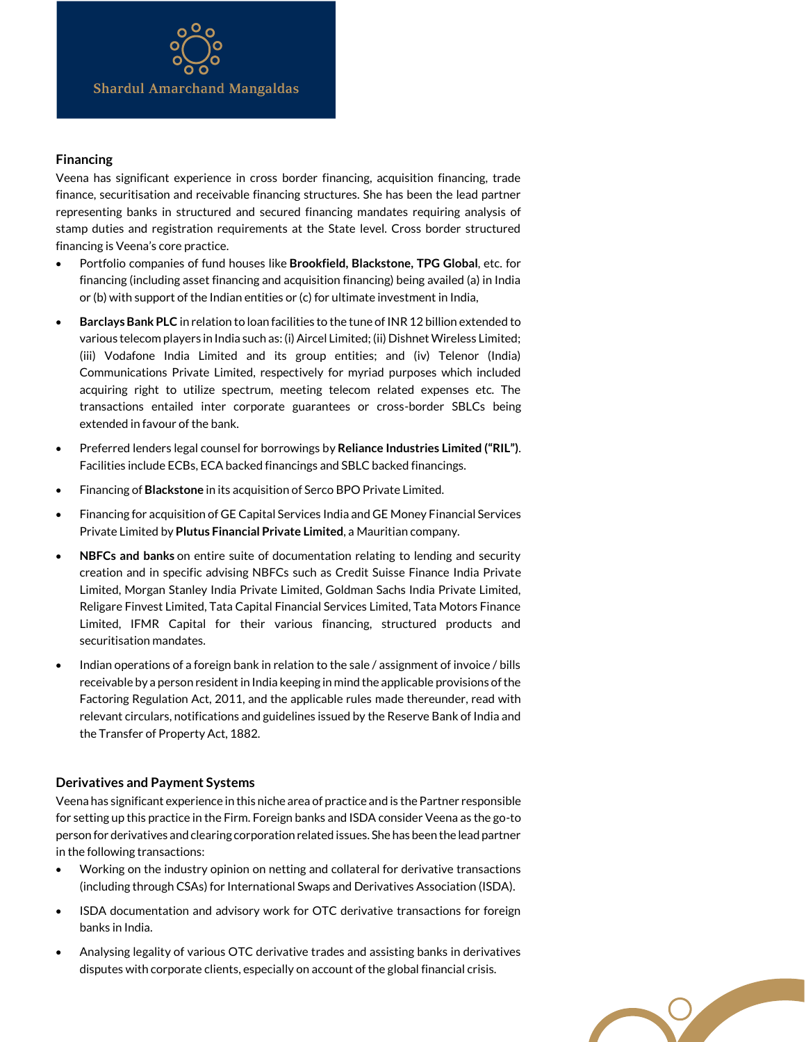### Financing

Veena has significant experience in cross border financing, acquisition financing, trade finance, securitisation and receivable financing structures. She has been the lead partner representing banks in structured and secured financing mandates requiring analysis of stamp duties and registration requirements at the State level. Cross border structured financing is Veena's core practice.

- Portfolio companies of fund houses like **Brookfield, Blackstone, TPG Global**, etc. for financing (including asset financing and acquisition financing) being availed (a) in India or (b) with support of the Indian entities or (c) for ultimate investment in India,
- **Barclays Bank PLC** in relation to loan facilities to the tune of INR 12 billion extended to various telecom players in India such as: (i) Aircel Limited; (ii) Dishnet Wireless Limited; (iii) Vodafone India Limited and its group entities; and (iv) Telenor (India) Communications Private Limited, respectively for myriad purposes which included acquiring right to utilize spectrum, meeting telecom related expenses etc. The transactions entailed inter corporate guarantees or cross-border SBLCs being extended in favour of the bank.
- Preferred lenders legal counsel for borrowings by **Reliance Industries Limited ("RIL")**. Facilities include ECBs, ECA backed financings and SBLC backed financings.
- Financing of **Blackstone** in its acquisition of Serco BPO Private Limited.
- Financing for acquisition of GE Capital Services India and GE Money Financial Services Private Limited by **Plutus Financial Private Limited**, a Mauritian company.
- **NBFCs and banks** on entire suite of documentation relating to lending and security creation and in specific advising NBFCs such as Credit Suisse Finance India Private Limited, Morgan Stanley India Private Limited, Goldman Sachs India Private Limited, Religare Finvest Limited, Tata Capital Financial Services Limited, Tata Motors Finance Limited, IFMR Capital for their various financing, structured products and securitisation mandates.
- Indian operations of a foreign bank in relation to the sale / assignment of invoice / bills receivable by a person resident in India keeping in mind the applicable provisions of the Factoring Regulation Act, 2011, and the applicable rules made thereunder, read with relevant circulars, notifications and guidelines issued by the Reserve Bank of India and the Transfer of Property Act, 1882.

### Derivatives and Payment Systems

Veena has significant experience in this niche area of practice and is the Partner responsible for setting up this practice in the Firm. Foreign banks and ISDA consider Veena as the go-to person for derivatives and clearing corporation related issues. She has been the lead partner in the following transactions:

- Working on the industry opinion on netting and collateral for derivative transactions (including through CSAs) for International Swaps and Derivatives Association (ISDA).
- ISDA documentation and advisory work for OTC derivative transactions for foreign banks in India.
- Analysing legality of various OTC derivative trades and assisting banks in derivatives disputes with corporate clients, especially on account of the global financial crisis.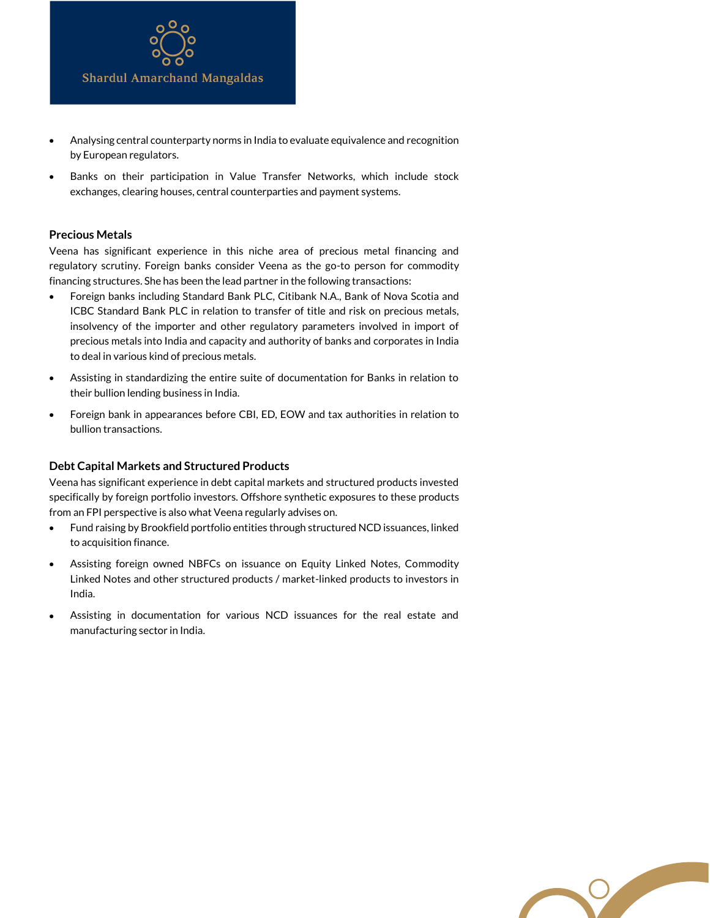- Analysing central counterparty norms in India to evaluate equivalence and recognition by European regulators.
- Banks on their participation in Value Transfer Networks, which include stock exchanges, clearing houses, central counterparties and payment systems.

### Precious Metals

Veena has significant experience in this niche area of precious metal financing and regulatory scrutiny. Foreign banks consider Veena as the go-to person for commodity financing structures. She has been the lead partner in the following transactions:

- Foreign banks including Standard Bank PLC, Citibank N.A., Bank of Nova Scotia and ICBC Standard Bank PLC in relation to transfer of title and risk on precious metals, insolvency of the importer and other regulatory parameters involved in import of precious metals into India and capacity and authority of banks and corporates in India to deal in various kind of precious metals.
- Assisting in standardizing the entire suite of documentation for Banks in relation to their bullion lending business in India.
- Foreign bank in appearances before CBI, ED, EOW and tax authorities in relation to bullion transactions.

### Debt Capital Markets and Structured Products

Veena has significant experience in debt capital markets and structured products invested specifically by foreign portfolio investors. Offshore synthetic exposures to these products from an FPI perspective is also what Veena regularly advises on.

- Fund raising by Brookfield portfolio entities through structured NCD issuances, linked to acquisition finance.
- Assisting foreign owned NBFCs on issuance on Equity Linked Notes, Commodity Linked Notes and other structured products / market-linked products to investors in India.
- Assisting in documentation for various NCD issuances for the real estate and manufacturing sector in India.